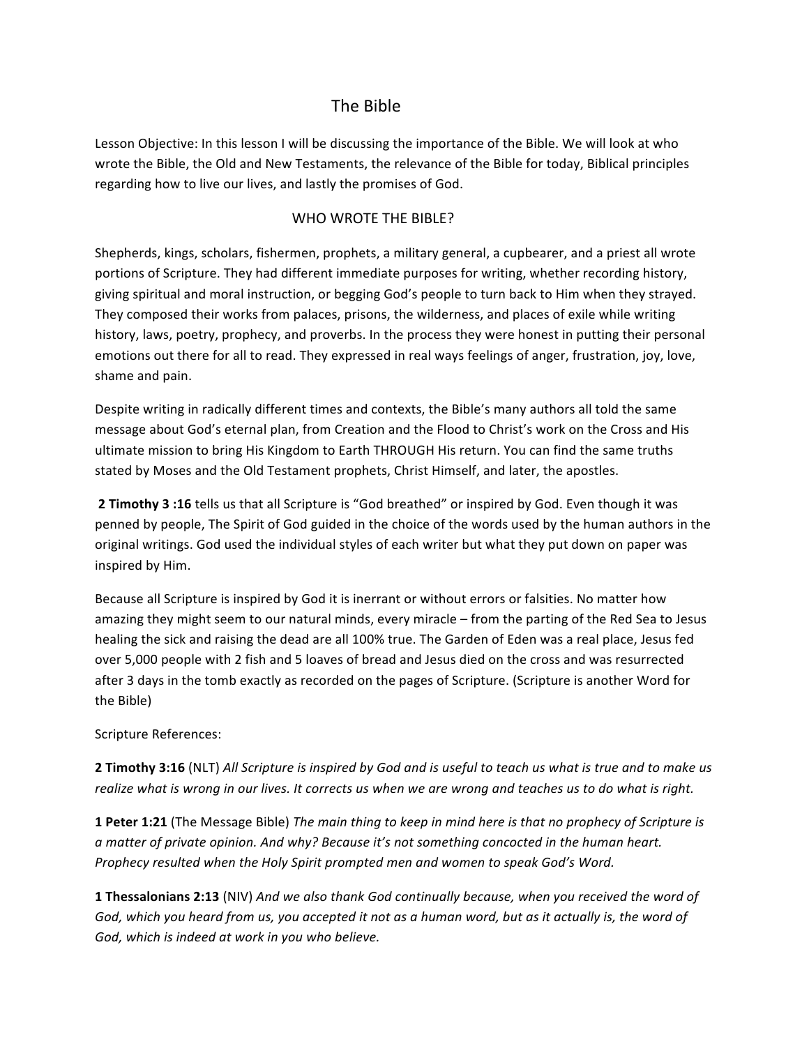# The Bible

Lesson Objective: In this lesson I will be discussing the importance of the Bible. We will look at who wrote the Bible, the Old and New Testaments, the relevance of the Bible for today, Biblical principles regarding how to live our lives, and lastly the promises of God.

## WHO WROTE THE BIBLE?

Shepherds, kings, scholars, fishermen, prophets, a military general, a cupbearer, and a priest all wrote portions of Scripture. They had different immediate purposes for writing, whether recording history, giving spiritual and moral instruction, or begging God's people to turn back to Him when they strayed. They composed their works from palaces, prisons, the wilderness, and places of exile while writing history, laws, poetry, prophecy, and proverbs. In the process they were honest in putting their personal emotions out there for all to read. They expressed in real ways feelings of anger, frustration, joy, love, shame and pain.

Despite writing in radically different times and contexts, the Bible's many authors all told the same message about God's eternal plan, from Creation and the Flood to Christ's work on the Cross and His ultimate mission to bring His Kingdom to Earth THROUGH His return. You can find the same truths stated by Moses and the Old Testament prophets, Christ Himself, and later, the apostles.

**2 Timothy 3 :16** tells us that all Scripture is "God breathed" or inspired by God. Even though it was penned by people, The Spirit of God guided in the choice of the words used by the human authors in the original writings. God used the individual styles of each writer but what they put down on paper was inspired by Him.

Because all Scripture is inspired by God it is inerrant or without errors or falsities. No matter how amazing they might seem to our natural minds, every miracle – from the parting of the Red Sea to Jesus healing the sick and raising the dead are all 100% true. The Garden of Eden was a real place, Jesus fed over 5,000 people with 2 fish and 5 loaves of bread and Jesus died on the cross and was resurrected after 3 days in the tomb exactly as recorded on the pages of Scripture. (Scripture is another Word for the Bible)

Scripture References:

**2 Timothy 3:16** (NLT) *All Scripture is inspired by God and is useful to teach us what is true and to make us realize what is wrong in our lives. It corrects us when we are wrong and teaches us to do what is right.*

**1 Peter 1:21** (The Message Bible) *The main thing to keep in mind here is that no prophecy of Scripture is a matter of private opinion. And why? Because it's not something concocted in the human heart. Prophecy resulted when the Holy Spirit prompted men and women to speak God's Word.*

**1 Thessalonians 2:13** (NIV) *And we also thank God continually because, when you received the word of God, which you heard from us, you accepted it not as a human word, but as it actually is, the word of God, which is indeed at work in you who believe.*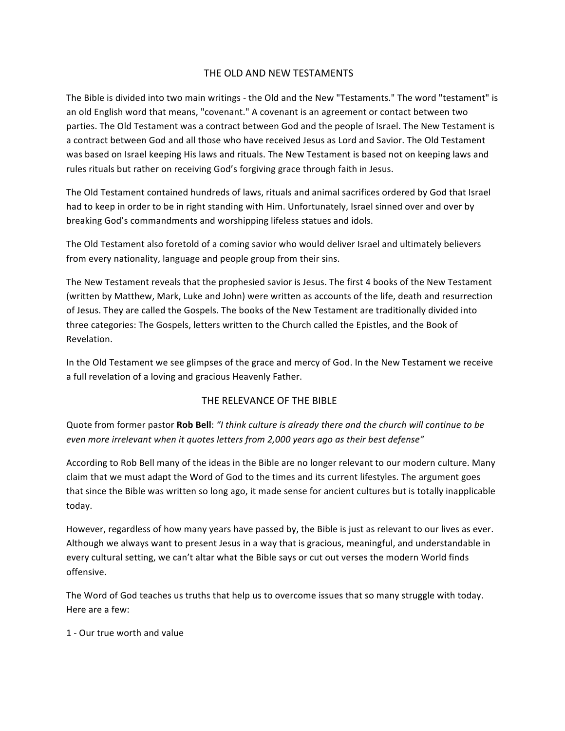## THE OLD AND NEW TESTAMENTS

The Bible is divided into two main writings - the Old and the New "Testaments." The word "testament" is an old English word that means, "covenant." A covenant is an agreement or contact between two parties. The Old Testament was a contract between God and the people of Israel. The New Testament is a contract between God and all those who have received Jesus as Lord and Savior. The Old Testament was based on Israel keeping His laws and rituals. The New Testament is based not on keeping laws and rules rituals but rather on receiving God's forgiving grace through faith in Jesus.

The Old Testament contained hundreds of laws, rituals and animal sacrifices ordered by God that Israel had to keep in order to be in right standing with Him. Unfortunately, Israel sinned over and over by breaking God's commandments and worshipping lifeless statues and idols.

The Old Testament also foretold of a coming savior who would deliver Israel and ultimately believers from every nationality, language and people group from their sins.

The New Testament reveals that the prophesied savior is Jesus. The first 4 books of the New Testament (written by Matthew, Mark, Luke and John) were written as accounts of the life, death and resurrection of Jesus. They are called the Gospels. The books of the New Testament are traditionally divided into three categories: The Gospels, letters written to the Church called the Epistles, and the Book of Revelation.

In the Old Testament we see glimpses of the grace and mercy of God. In the New Testament we receive a full revelation of a loving and gracious Heavenly Father.

## THE RELEVANCE OF THE BIBLE

Quote from former pastor **Rob Bell**: *"I think culture is already there and the church will continue to be even more irrelevant when it quotes letters from 2,000 years ago as their best defense"*

According to Rob Bell many of the ideas in the Bible are no longer relevant to our modern culture. Many claim that we must adapt the Word of God to the times and its current lifestyles. The argument goes that since the Bible was written so long ago, it made sense for ancient cultures but is totally inapplicable today.

However, regardless of how many years have passed by, the Bible is just as relevant to our lives as ever. Although we always want to present Jesus in a way that is gracious, meaningful, and understandable in every cultural setting, we can't alter what the Bible says or cut out verses the modern World finds offensive.

The Word of God teaches us truths that help us to overcome issues that so many struggle with today. Here are a few:

1 - Our true worth and value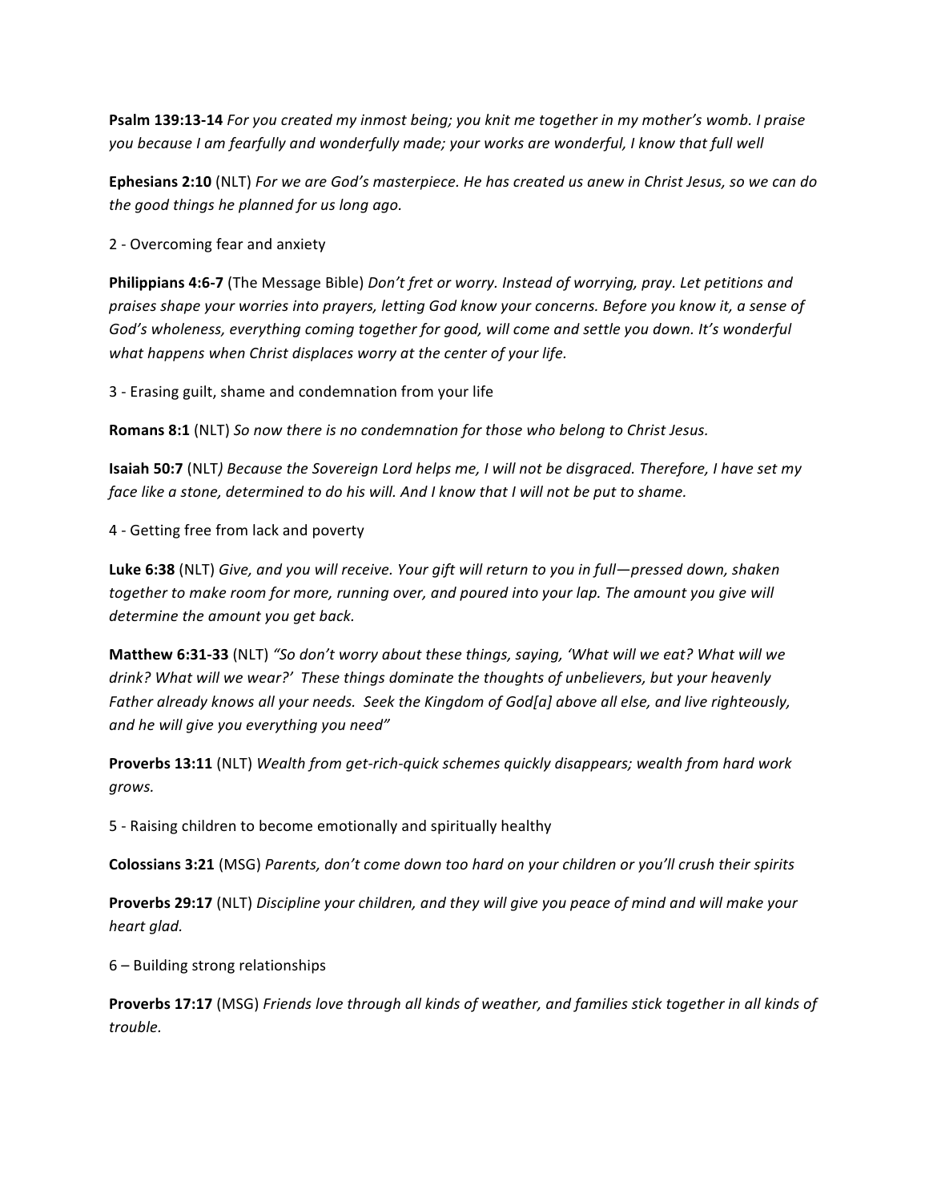**Psalm 139:13-14** *For you created my inmost being; you knit me together in my mother's womb. I praise you because I am fearfully and wonderfully made; your works are wonderful, I know that full well*

**Ephesians 2:10** (NLT) *For we are God's masterpiece. He has created us anew in Christ Jesus, so we can do the good things he planned for us long ago.*

2 - Overcoming fear and anxiety

**Philippians 4:6-7** (The Message Bible) *Don't fret or worry. Instead of worrying, pray. Let petitions and praises shape your worries into prayers, letting God know your concerns. Before you know it, a sense of God's wholeness, everything coming together for good, will come and settle you down. It's wonderful what happens when Christ displaces worry at the center of your life.*

3 - Erasing guilt, shame and condemnation from your life

**Romans 8:1** (NLT) *So now there is no condemnation for those who belong to Christ Jesus.*

**Isaiah 50:7** (NLT*) Because the Sovereign Lord helps me, I will not be disgraced. Therefore, I have set my face like a stone, determined to do his will. And I know that I will not be put to shame.*

4 - Getting free from lack and poverty

**Luke 6:38** (NLT) *Give, and you will receive. Your gift will return to you in full—pressed down, shaken together to make room for more, running over, and poured into your lap. The amount you give will determine the amount you get back.*

**Matthew 6:31-33** (NLT) *"So don't worry about these things, saying, 'What will we eat? What will we drink? What will we wear?' These things dominate the thoughts of unbelievers, but your heavenly Father already knows all your needs. Seek the Kingdom of God[a] above all else, and live righteously, and he will give you everything you need"*

**Proverbs 13:11** (NLT) *Wealth from get-rich-quick schemes quickly disappears; wealth from hard work grows.*

5 - Raising children to become emotionally and spiritually healthy

**Colossians 3:21** (MSG) *Parents, don't come down too hard on your children or you'll crush their spirits*

**Proverbs 29:17** (NLT) *Discipline your children, and they will give you peace of mind and will make your heart glad.*

6 – Building strong relationships

**Proverbs 17:17** (MSG) *Friends love through all kinds of weather, and families stick together in all kinds of trouble.*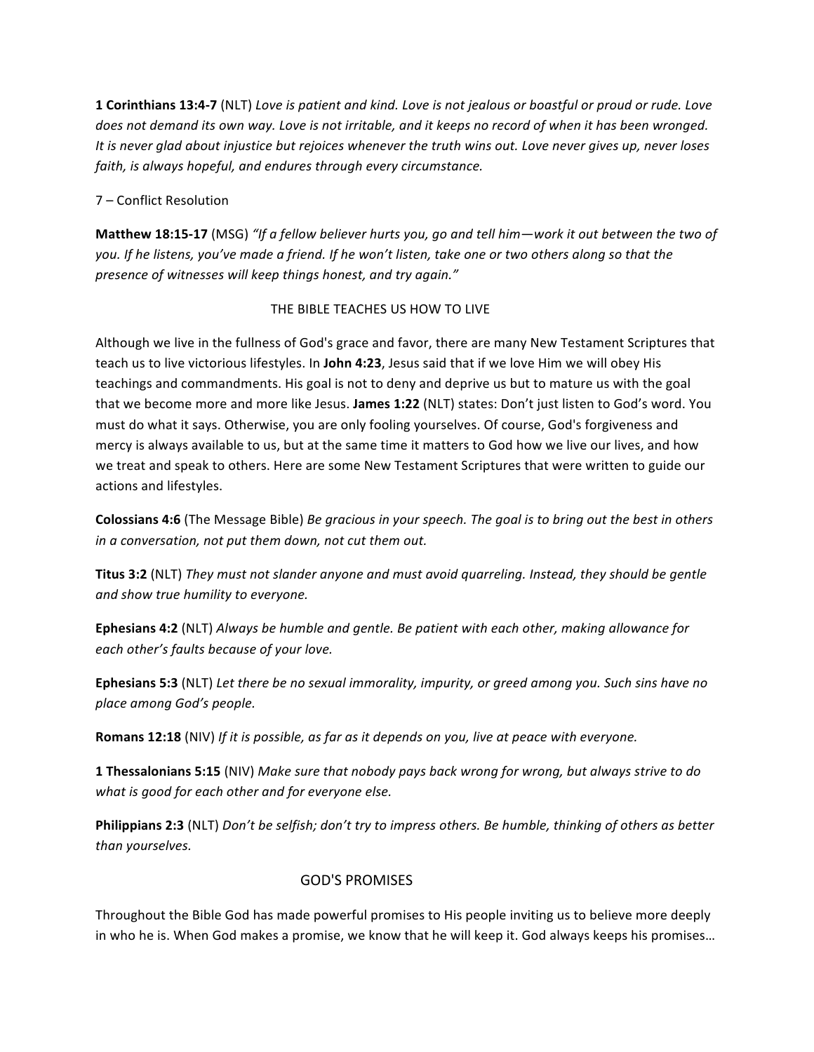**1 Corinthians 13:4-7** (NLT) *Love is patient and kind. Love is not jealous or boastful or proud or rude. Love does not demand its own way. Love is not irritable, and it keeps no record of when it has been wronged. It is never glad about injustice but rejoices whenever the truth wins out. Love never gives up, never loses faith, is always hopeful, and endures through every circumstance.*

7 – Conflict Resolution

**Matthew 18:15-17** (MSG) *"If a fellow believer hurts you, go and tell him—work it out between the two of you. If he listens, you've made a friend. If he won't listen, take one or two others along so that the presence of witnesses will keep things honest, and try again."*

## THE BIBLE TEACHES US HOW TO LIVE

Although we live in the fullness of God's grace and favor, there are many New Testament Scriptures that teach us to live victorious lifestyles. In **John 4:23**, Jesus said that if we love Him we will obey His teachings and commandments. His goal is not to deny and deprive us but to mature us with the goal that we become more and more like Jesus. **James 1:22** (NLT) states: Don't just listen to God's word. You must do what it says. Otherwise, you are only fooling yourselves. Of course, God's forgiveness and mercy is always available to us, but at the same time it matters to God how we live our lives, and how we treat and speak to others. Here are some New Testament Scriptures that were written to guide our actions and lifestyles.

**Colossians 4:6** (The Message Bible) *Be gracious in your speech. The goal is to bring out the best in others in a conversation, not put them down, not cut them out.*

**Titus 3:2** (NLT) *They must not slander anyone and must avoid quarreling. Instead, they should be gentle and show true humility to everyone.*

**Ephesians 4:2** (NLT) *Always be humble and gentle. Be patient with each other, making allowance for each other's faults because of your love.*

**Ephesians 5:3** (NLT) *Let there be no sexual immorality, impurity, or greed among you. Such sins have no place among God's people.*

**Romans 12:18** (NIV) *If it is possible, as far as it depends on you, live at peace with everyone.*

**1 Thessalonians 5:15** (NIV) *Make sure that nobody pays back wrong for wrong, but always strive to do what is good for each other and for everyone else.*

**Philippians 2:3** (NLT) *Don't be selfish; don't try to impress others. Be humble, thinking of others as better than yourselves.*

## GOD'S PROMISES

Throughout the Bible God has made powerful promises to His people inviting us to believe more deeply in who he is. When God makes a promise, we know that he will keep it. God always keeps his promises…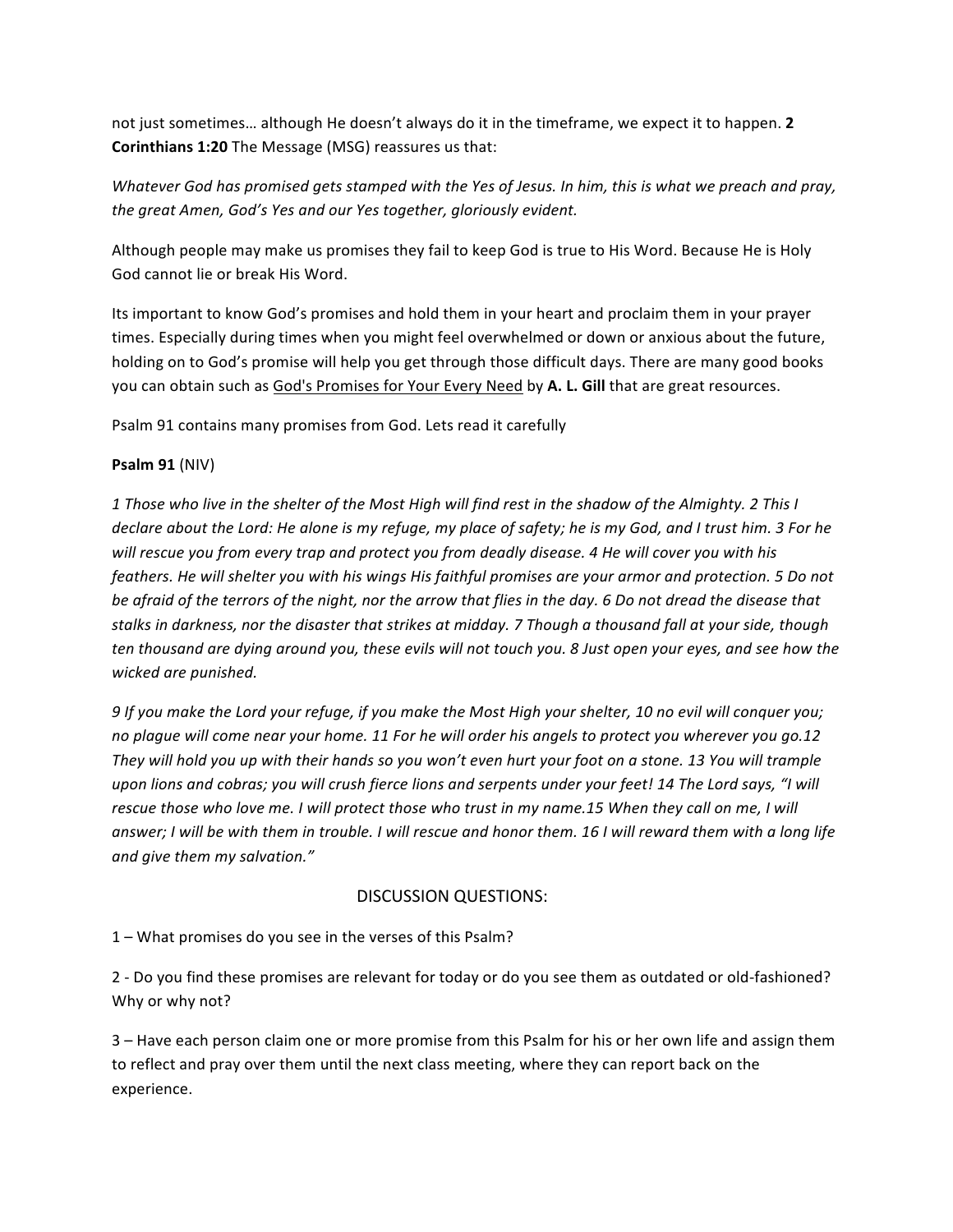not just sometimes… although He doesn't always do it in the timeframe, we expect it to happen. **2 Corinthians 1:20** The Message (MSG) reassures us that:

*Whatever God has promised gets stamped with the Yes of Jesus. In him, this is what we preach and pray, the great Amen, God's Yes and our Yes together, gloriously evident.*

Although people may make us promises they fail to keep God is true to His Word. Because He is Holy God cannot lie or break His Word.

Its important to know God's promises and hold them in your heart and proclaim them in your prayer times. Especially during times when you might feel overwhelmed or down or anxious about the future, holding on to God's promise will help you get through those difficult days. There are many good books you can obtain such as <u>God's Promises for Your Every Need</u> by **A. L. Gill** that are great resources.

Psalm 91 contains many promises from God. Lets read it carefully

**Psalm 91** (NIV)

*1 Those who live in the shelter of the Most High will find rest in the shadow of the Almighty. 2 This I declare about the Lord: He alone is my refuge, my place of safety; he is my God, and I trust him. 3 For he will rescue you from every trap and protect you from deadly disease. 4 He will cover you with his feathers. He will shelter you with his wings His faithful promises are your armor and protection. 5 Do not be afraid of the terrors of the night, nor the arrow that flies in the day. 6 Do not dread the disease that stalks in darkness, nor the disaster that strikes at midday. 7 Though a thousand fall at your side, though ten thousand are dying around you, these evils will not touch you. 8 Just open your eyes, and see how the wicked are punished.*

*9 If you make the Lord your refuge, if you make the Most High your shelter, 10 no evil will conquer you; no plague will come near your home. 11 For he will order his angels to protect you wherever you go.12 They will hold you up with their hands so you won't even hurt your foot on a stone. 13 You will trample upon lions and cobras; you will crush fierce lions and serpents under your feet! 14 The Lord says, "I will rescue those who love me. I will protect those who trust in my name.15 When they call on me, I will answer; I will be with them in trouble. I will rescue and honor them. 16 I will reward them with a long life and give them my salvation."*

## DISCUSSION QUESTIONS:

1 – What promises do you see in the verses of this Psalm?

2 - Do you find these promises are relevant for today or do you see them as outdated or old-fashioned? Why or why not?

3 – Have each person claim one or more promise from this Psalm for his or her own life and assign them to reflect and pray over them until the next class meeting, where they can report back on the experience.